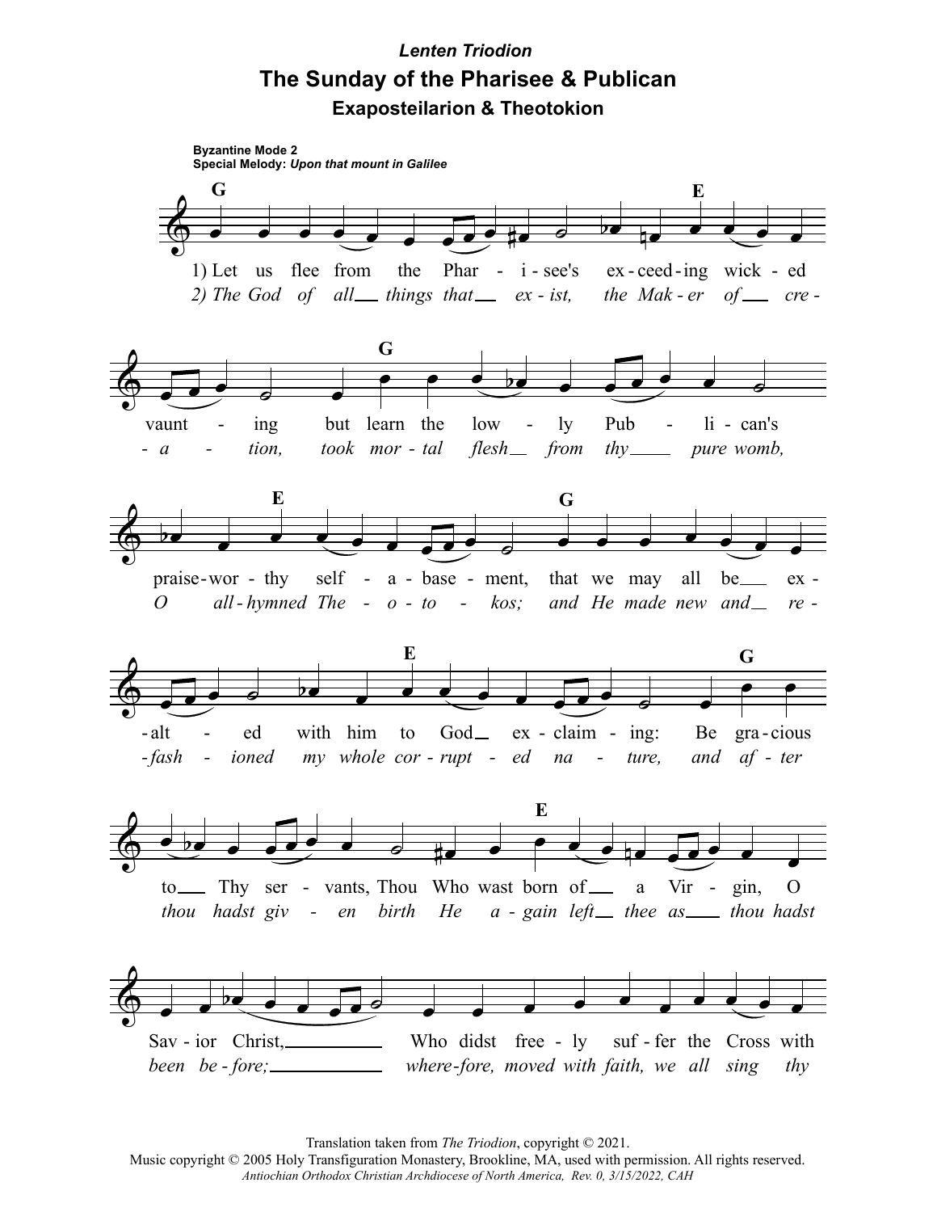*Lenten Triodion*

# The Sunday of the Pharisee & Publican

## Exaposteilarion & Theotokion

**Byzantine Mode 2**
**Special Melody:** *Upon that mount in Galilee*

1) Let us flee from the Phar - i - see's ex - ceed - ing wick - ed vaunt - ing but learn the low - ly Pub - li - can's praise - wor - thy self - a - base - ment, that we may all be ex - alt - ed with him to God ex - claim - ing: Be gra - cious to Thy ser - vants, Thou Who wast born of a Vir - gin, O Sav - ior Christ, Who didst free - ly suf - fer the Cross with

*2) The God of all things that ex - ist, the Mak - er of cre - a - tion, took mor - tal flesh from thy pure womb, O all - hymned The - o - to - kos; and He made new and re - fash - ioned my whole cor - rupt - ed na - ture, and af - ter thou hadst giv - en birth He a - gain left thee as thou hadst been be - fore; where - fore, moved with faith, we all sing thy*

Translation taken from *The Triodion*, copyright © 2021.
Music copyright © 2005 Holy Transfiguration Monastery, Brookline, MA, used with permission. All rights reserved.
*Antiochian Orthodox Christian Archdiocese of North America, Rev. 0, 3/15/2022, CAH*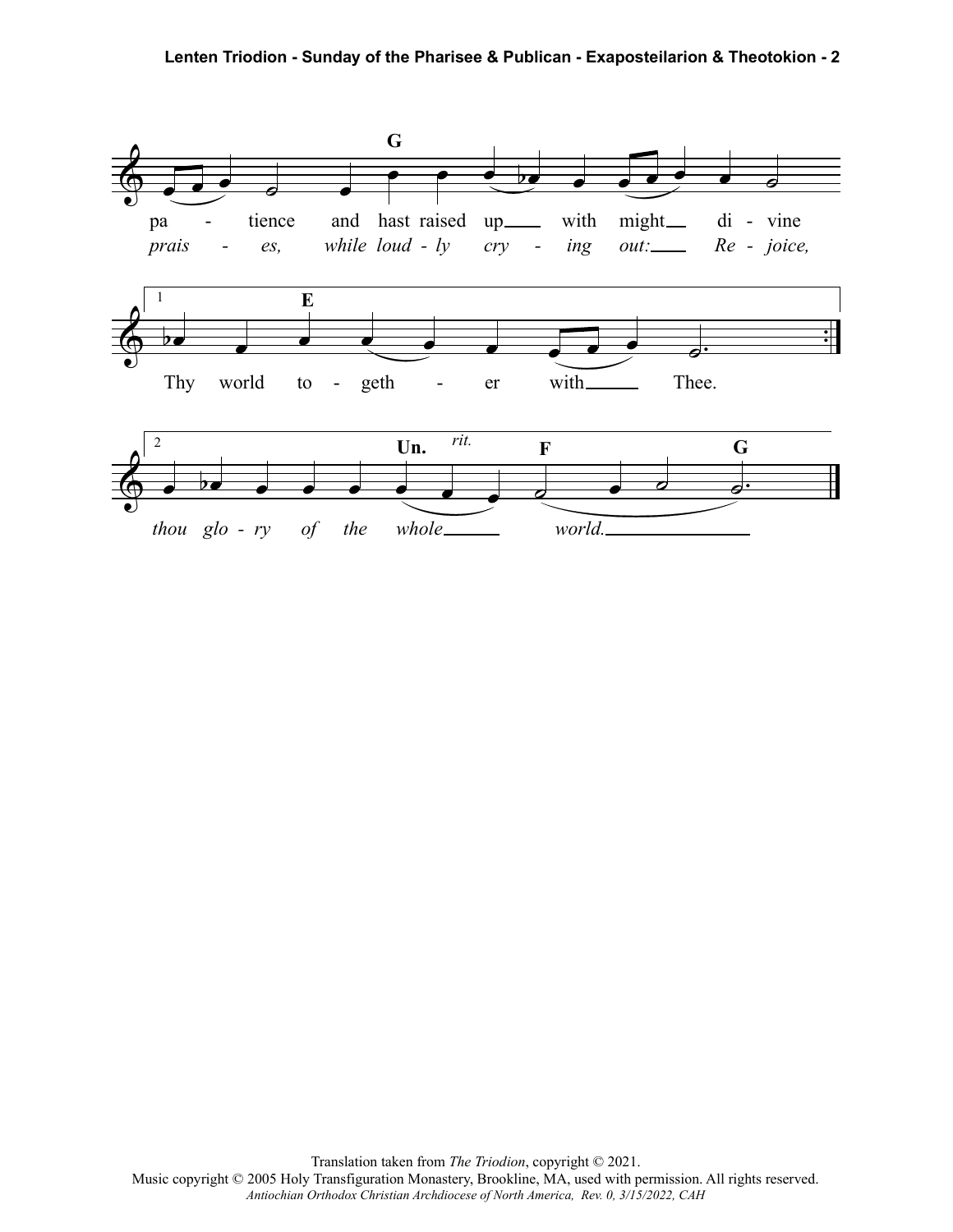G

pa - tience and hast raised up___ with might__ di - vine

*prais - es, while loud - ly cry - ing out:___ Re - joice,*

1

E

Thy world to - geth - er with_____ Thee.

2

Un. *rit.* F G

*thou glo - ry of the whole_____ world.______________*

Translation taken from *The Triodion*, copyright © 2021.

Music copyright © 2005 Holy Transfiguration Monastery, Brookline, MA, used with permission. All rights reserved.

*Antiochian Orthodox Christian Archdiocese of North America, Rev. 0, 3/15/2022, CAH*